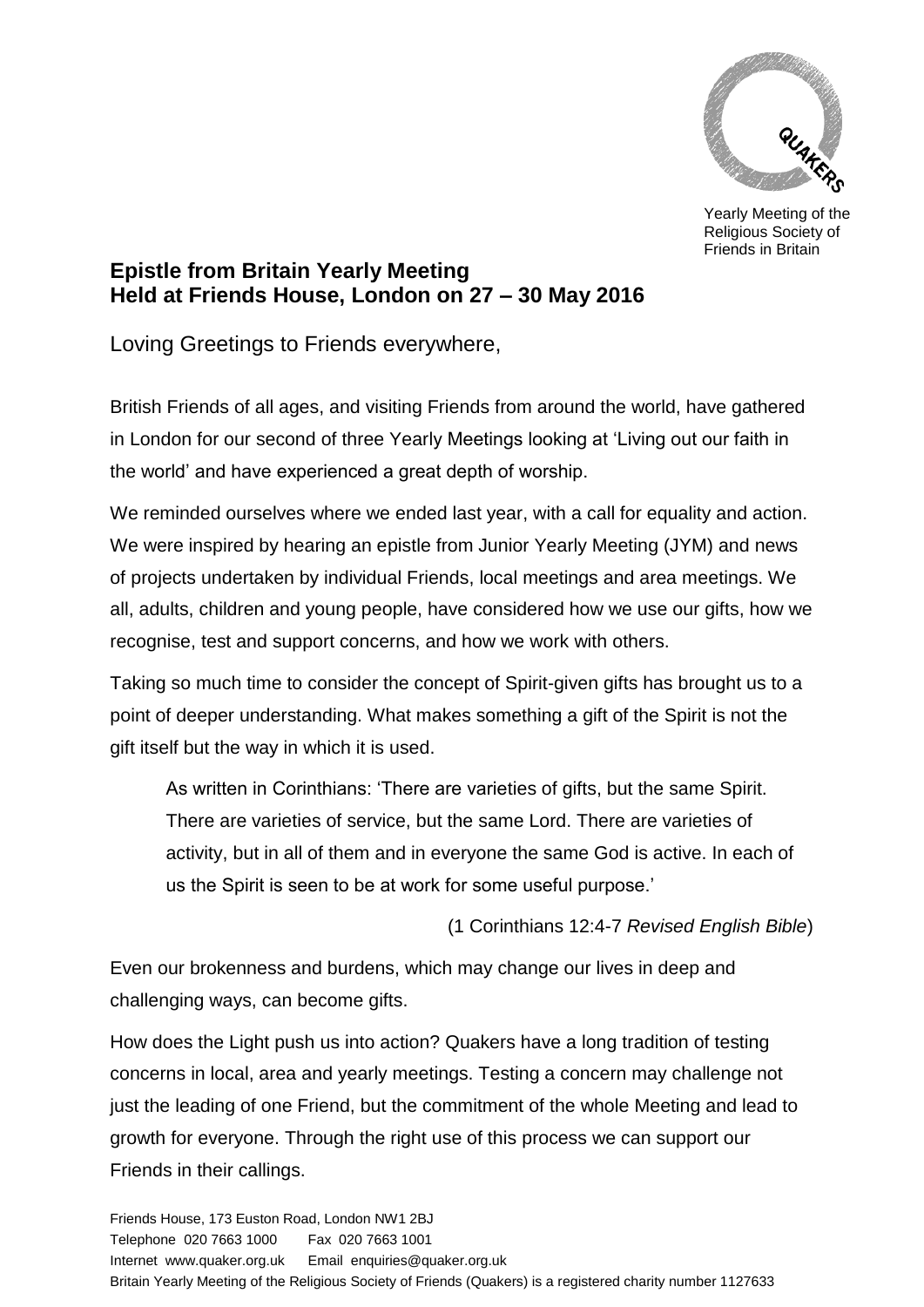Yearly Meeting of the Religious Society of Friends in Britain

# Epistle from Britain Yearly Meeting
# Held at Friends House, London on 27 – 30 May 2016

Loving Greetings to Friends everywhere,

British Friends of all ages, and visiting Friends from around the world, have gathered in London for our second of three Yearly Meetings looking at 'Living out our faith in the world' and have experienced a great depth of worship.

We reminded ourselves where we ended last year, with a call for equality and action. We were inspired by hearing an epistle from Junior Yearly Meeting (JYM) and news of projects undertaken by individual Friends, local meetings and area meetings. We all, adults, children and young people, have considered how we use our gifts, how we recognise, test and support concerns, and how we work with others.

Taking so much time to consider the concept of Spirit-given gifts has brought us to a point of deeper understanding. What makes something a gift of the Spirit is not the gift itself but the way in which it is used.

> As written in Corinthians: 'There are varieties of gifts, but the same Spirit. There are varieties of service, but the same Lord. There are varieties of activity, but in all of them and in everyone the same God is active. In each of us the Spirit is seen to be at work for some useful purpose.'
>
> (1 Corinthians 12:4-7 *Revised English Bible*)

Even our brokenness and burdens, which may change our lives in deep and challenging ways, can become gifts.

How does the Light push us into action? Quakers have a long tradition of testing concerns in local, area and yearly meetings. Testing a concern may challenge not just the leading of one Friend, but the commitment of the whole Meeting and lead to growth for everyone. Through the right use of this process we can support our Friends in their callings.

Friends House, 173 Euston Road, London NW1 2BJ
Telephone 020 7663 1000 Fax 020 7663 1001
Internet www.quaker.org.uk Email enquiries@quaker.org.uk
Britain Yearly Meeting of the Religious Society of Friends (Quakers) is a registered charity number 1127633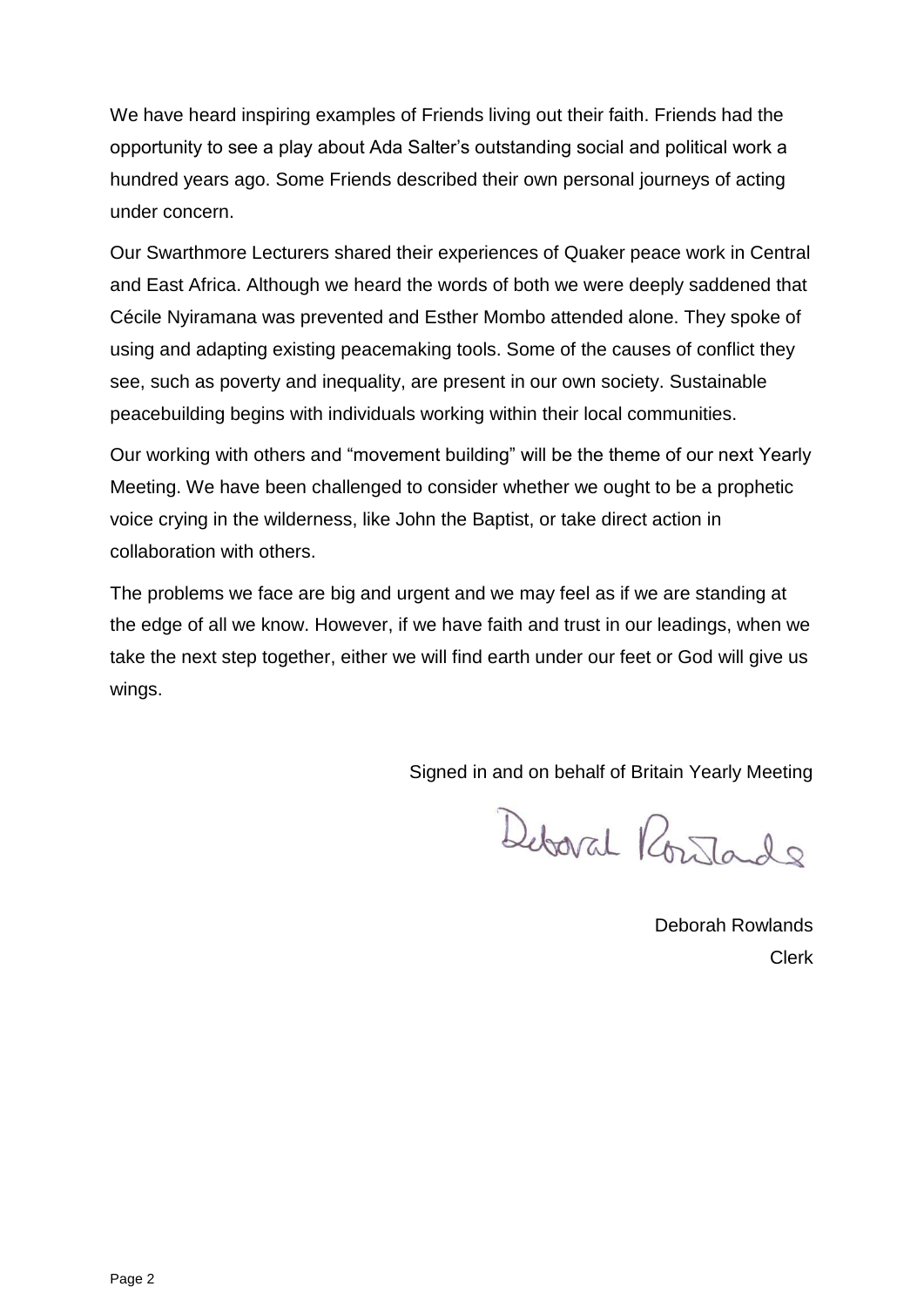We have heard inspiring examples of Friends living out their faith. Friends had the opportunity to see a play about Ada Salter's outstanding social and political work a hundred years ago. Some Friends described their own personal journeys of acting under concern.

Our Swarthmore Lecturers shared their experiences of Quaker peace work in Central and East Africa. Although we heard the words of both we were deeply saddened that Cécile Nyiramana was prevented and Esther Mombo attended alone. They spoke of using and adapting existing peacemaking tools. Some of the causes of conflict they see, such as poverty and inequality, are present in our own society. Sustainable peacebuilding begins with individuals working within their local communities.

Our working with others and "movement building" will be the theme of our next Yearly Meeting. We have been challenged to consider whether we ought to be a prophetic voice crying in the wilderness, like John the Baptist, or take direct action in collaboration with others.

The problems we face are big and urgent and we may feel as if we are standing at the edge of all we know. However, if we have faith and trust in our leadings, when we take the next step together, either we will find earth under our feet or God will give us wings.

Signed in and on behalf of Britain Yearly Meeting

Deborah Rowlands
Clerk